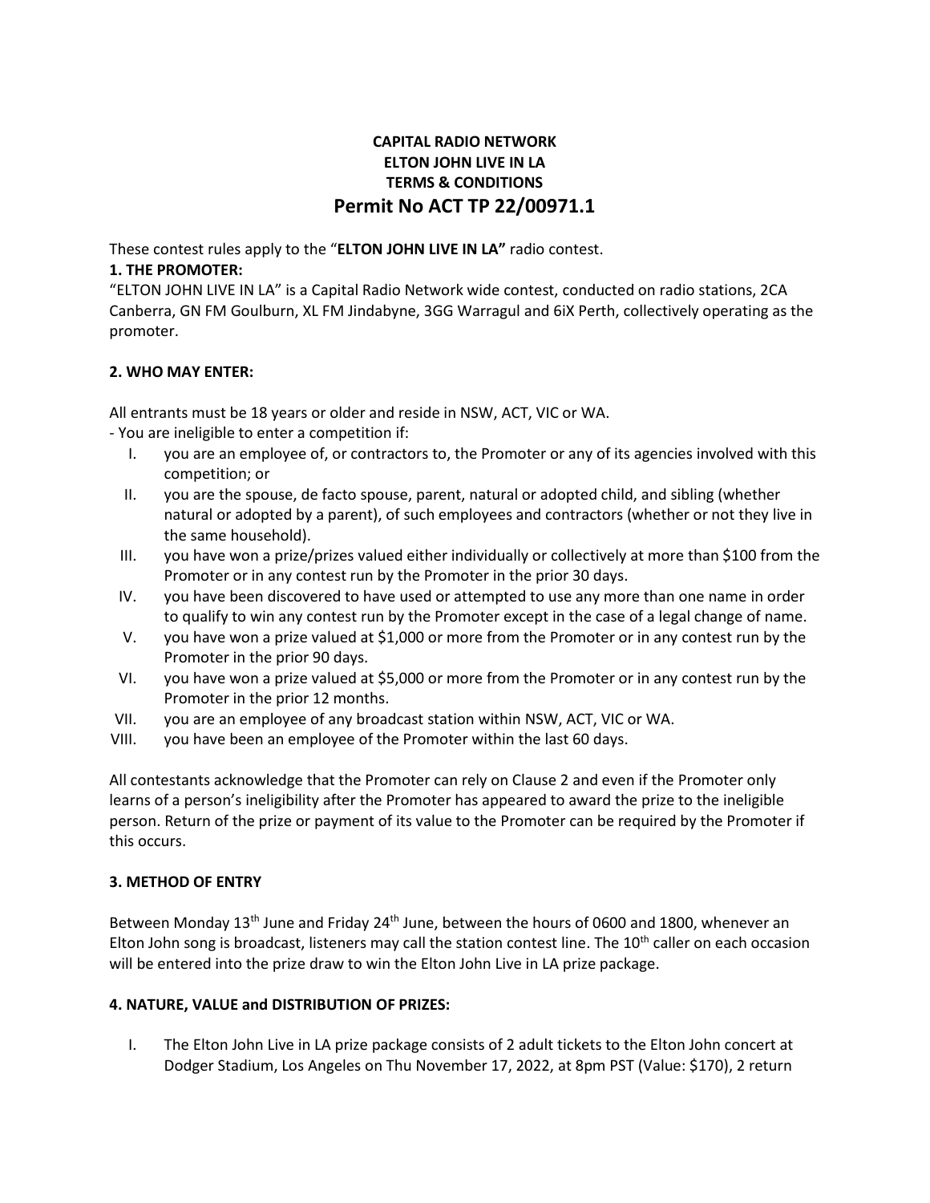**CAPITAL RADIO NETWORK**
**ELTON JOHN LIVE IN LA**
**TERMS & CONDITIONS**

# Permit No ACT TP 22/00971.1

These contest rules apply to the "**ELTON JOHN LIVE IN LA"** radio contest.

## 1. THE PROMOTER:

"ELTON JOHN LIVE IN LA" is a Capital Radio Network wide contest, conducted on radio stations, 2CA Canberra, GN FM Goulburn, XL FM Jindabyne, 3GG Warragul and 6iX Perth, collectively operating as the promoter.

## 2. WHO MAY ENTER:

All entrants must be 18 years or older and reside in NSW, ACT, VIC or WA.

- You are ineligible to enter a competition if:

I. you are an employee of, or contractors to, the Promoter or any of its agencies involved with this competition; or

II. you are the spouse, de facto spouse, parent, natural or adopted child, and sibling (whether natural or adopted by a parent), of such employees and contractors (whether or not they live in the same household).

III. you have won a prize/prizes valued either individually or collectively at more than $100 from the Promoter or in any contest run by the Promoter in the prior 30 days.

IV. you have been discovered to have used or attempted to use any more than one name in order to qualify to win any contest run by the Promoter except in the case of a legal change of name.

V. you have won a prize valued at $1,000 or more from the Promoter or in any contest run by the Promoter in the prior 90 days.

VI. you have won a prize valued at $5,000 or more from the Promoter or in any contest run by the Promoter in the prior 12 months.

VII. you are an employee of any broadcast station within NSW, ACT, VIC or WA.

VIII. you have been an employee of the Promoter within the last 60 days.

All contestants acknowledge that the Promoter can rely on Clause 2 and even if the Promoter only learns of a person's ineligibility after the Promoter has appeared to award the prize to the ineligible person. Return of the prize or payment of its value to the Promoter can be required by the Promoter if this occurs.

## 3. METHOD OF ENTRY

Between Monday 13th June and Friday 24th June, between the hours of 0600 and 1800, whenever an Elton John song is broadcast, listeners may call the station contest line. The 10th caller on each occasion will be entered into the prize draw to win the Elton John Live in LA prize package.

## 4. NATURE, VALUE and DISTRIBUTION OF PRIZES:

I. The Elton John Live in LA prize package consists of 2 adult tickets to the Elton John concert at Dodger Stadium, Los Angeles on Thu November 17, 2022, at 8pm PST (Value: $170), 2 return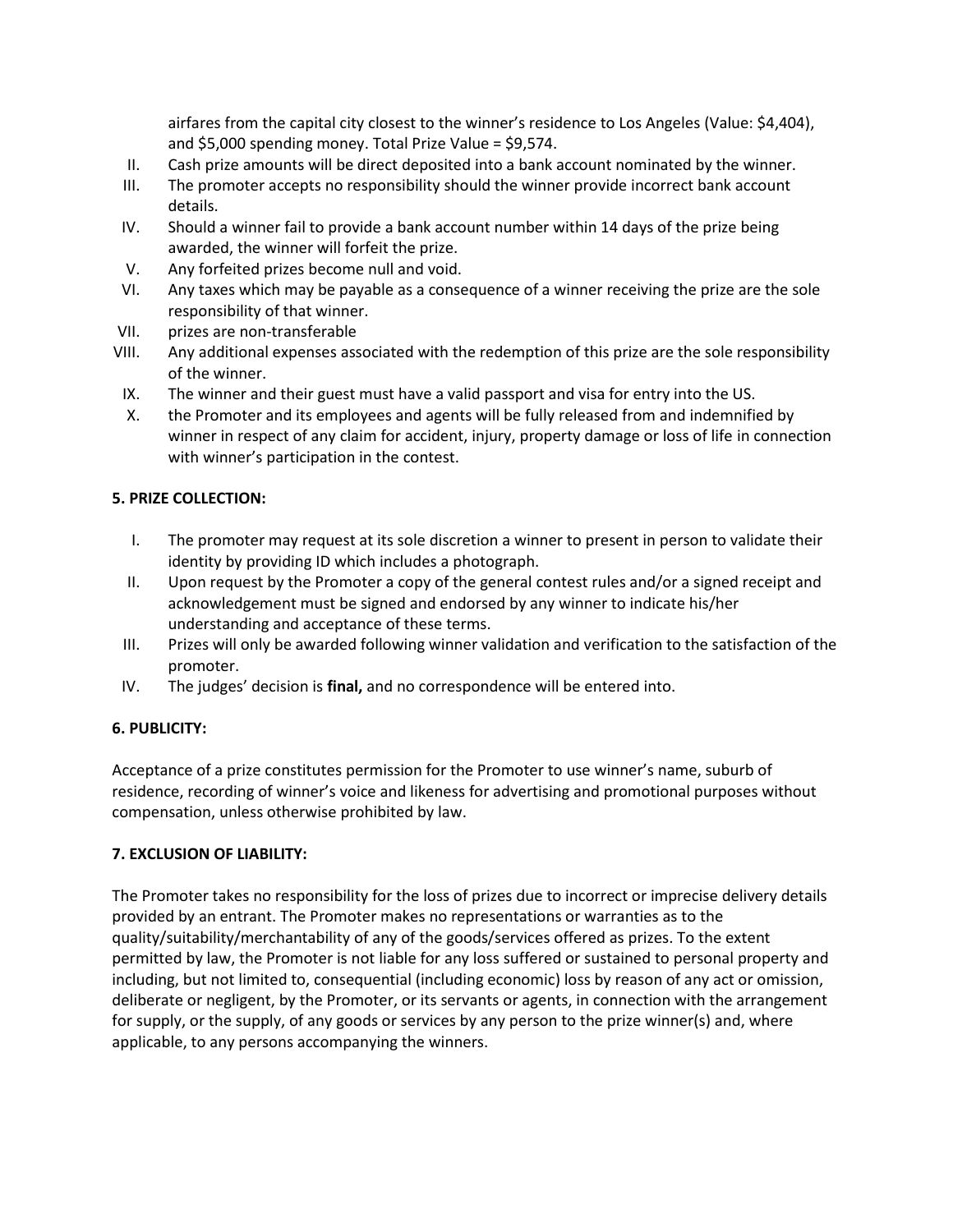airfares from the capital city closest to the winner's residence to Los Angeles (Value: $4,404), and $5,000 spending money. Total Prize Value = $9,574.

II. Cash prize amounts will be direct deposited into a bank account nominated by the winner.
III. The promoter accepts no responsibility should the winner provide incorrect bank account details.
IV. Should a winner fail to provide a bank account number within 14 days of the prize being awarded, the winner will forfeit the prize.
V. Any forfeited prizes become null and void.
VI. Any taxes which may be payable as a consequence of a winner receiving the prize are the sole responsibility of that winner.
VII. prizes are non-transferable
VIII. Any additional expenses associated with the redemption of this prize are the sole responsibility of the winner.
IX. The winner and their guest must have a valid passport and visa for entry into the US.
X. the Promoter and its employees and agents will be fully released from and indemnified by winner in respect of any claim for accident, injury, property damage or loss of life in connection with winner's participation in the contest.

**5. PRIZE COLLECTION:**

I. The promoter may request at its sole discretion a winner to present in person to validate their identity by providing ID which includes a photograph.
II. Upon request by the Promoter a copy of the general contest rules and/or a signed receipt and acknowledgement must be signed and endorsed by any winner to indicate his/her understanding and acceptance of these terms.
III. Prizes will only be awarded following winner validation and verification to the satisfaction of the promoter.
IV. The judges' decision is **final,** and no correspondence will be entered into.

**6. PUBLICITY:**

Acceptance of a prize constitutes permission for the Promoter to use winner's name, suburb of residence, recording of winner's voice and likeness for advertising and promotional purposes without compensation, unless otherwise prohibited by law.

**7. EXCLUSION OF LIABILITY:**

The Promoter takes no responsibility for the loss of prizes due to incorrect or imprecise delivery details provided by an entrant. The Promoter makes no representations or warranties as to the quality/suitability/merchantability of any of the goods/services offered as prizes. To the extent permitted by law, the Promoter is not liable for any loss suffered or sustained to personal property and including, but not limited to, consequential (including economic) loss by reason of any act or omission, deliberate or negligent, by the Promoter, or its servants or agents, in connection with the arrangement for supply, or the supply, of any goods or services by any person to the prize winner(s) and, where applicable, to any persons accompanying the winners.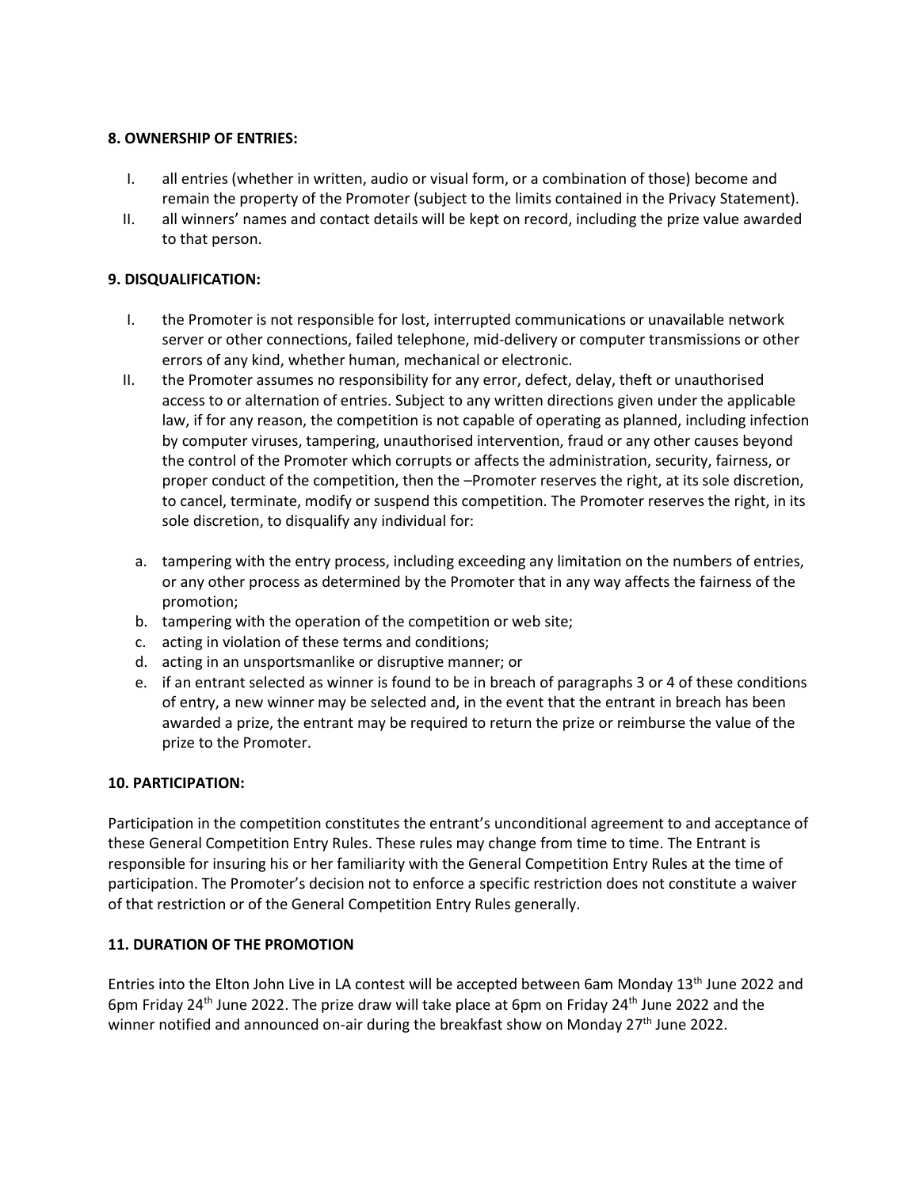**8. OWNERSHIP OF ENTRIES:**

I. all entries (whether in written, audio or visual form, or a combination of those) become and remain the property of the Promoter (subject to the limits contained in the Privacy Statement).

II. all winners' names and contact details will be kept on record, including the prize value awarded to that person.

**9. DISQUALIFICATION:**

I. the Promoter is not responsible for lost, interrupted communications or unavailable network server or other connections, failed telephone, mid-delivery or computer transmissions or other errors of any kind, whether human, mechanical or electronic.

II. the Promoter assumes no responsibility for any error, defect, delay, theft or unauthorised access to or alternation of entries. Subject to any written directions given under the applicable law, if for any reason, the competition is not capable of operating as planned, including infection by computer viruses, tampering, unauthorised intervention, fraud or any other causes beyond the control of the Promoter which corrupts or affects the administration, security, fairness, or proper conduct of the competition, then the –Promoter reserves the right, at its sole discretion, to cancel, terminate, modify or suspend this competition. The Promoter reserves the right, in its sole discretion, to disqualify any individual for:

a. tampering with the entry process, including exceeding any limitation on the numbers of entries, or any other process as determined by the Promoter that in any way affects the fairness of the promotion;
b. tampering with the operation of the competition or web site;
c. acting in violation of these terms and conditions;
d. acting in an unsportsmanlike or disruptive manner; or
e. if an entrant selected as winner is found to be in breach of paragraphs 3 or 4 of these conditions of entry, a new winner may be selected and, in the event that the entrant in breach has been awarded a prize, the entrant may be required to return the prize or reimburse the value of the prize to the Promoter.

**10. PARTICIPATION:**

Participation in the competition constitutes the entrant's unconditional agreement to and acceptance of these General Competition Entry Rules. These rules may change from time to time. The Entrant is responsible for insuring his or her familiarity with the General Competition Entry Rules at the time of participation. The Promoter's decision not to enforce a specific restriction does not constitute a waiver of that restriction or of the General Competition Entry Rules generally.

**11. DURATION OF THE PROMOTION**

Entries into the Elton John Live in LA contest will be accepted between 6am Monday 13th June 2022 and 6pm Friday 24th June 2022. The prize draw will take place at 6pm on Friday 24th June 2022 and the winner notified and announced on-air during the breakfast show on Monday 27th June 2022.